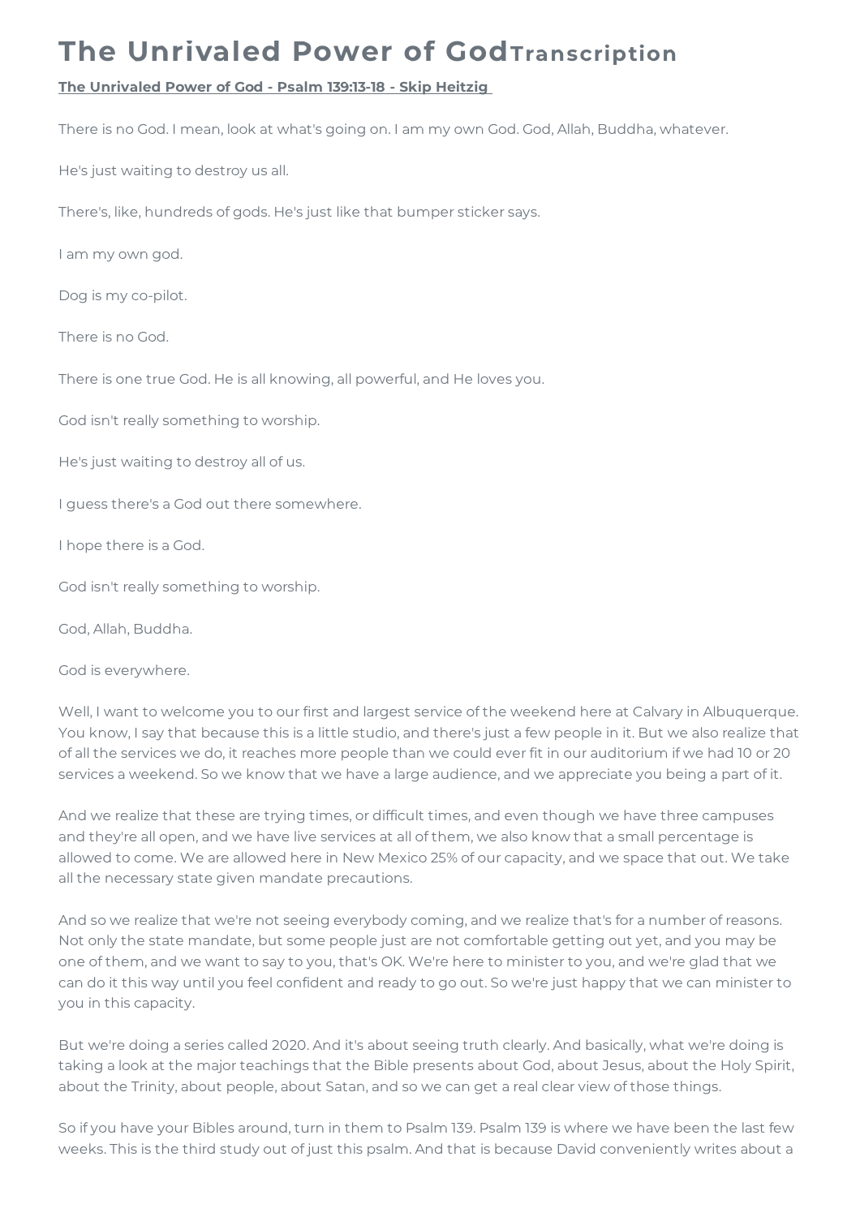# The Unrivaled Power of God Transcription

**The Unrivaled Power of God - Psalm 139:13-18 - Skip Heitzig**

There is no God. I mean, look at what's going on. I am my own God. God, Allah, Buddha, whatever.

He's just waiting to destroy us all.

There's, like, hundreds of gods. He's just like that bumper sticker says.

I am my own god.

Dog is my co-pilot.

There is no God.

There is one true God. He is all knowing, all powerful, and He loves you.

God isn't really something to worship.

He's just waiting to destroy all of us.

I guess there's a God out there somewhere.

I hope there is a God.

God isn't really something to worship.

God, Allah, Buddha.

God is everywhere.

Well, I want to welcome you to our first and largest service of the weekend here at Calvary in Albuquerque. You know, I say that because this is a little studio, and there's just a few people in it. But we also realize that of all the services we do, it reaches more people than we could ever fit in our auditorium if we had 10 or 20 services a weekend. So we know that we have a large audience, and we appreciate you being a part of it.

And we realize that these are trying times, or difficult times, and even though we have three campuses and they're all open, and we have live services at all of them, we also know that a small percentage is allowed to come. We are allowed here in New Mexico 25% of our capacity, and we space that out. We take all the necessary state given mandate precautions.

And so we realize that we're not seeing everybody coming, and we realize that's for a number of reasons. Not only the state mandate, but some people just are not comfortable getting out yet, and you may be one of them, and we want to say to you, that's OK. We're here to minister to you, and we're glad that we can do it this way until you feel confident and ready to go out. So we're just happy that we can minister to you in this capacity.

But we're doing a series called 2020. And it's about seeing truth clearly. And basically, what we're doing is taking a look at the major teachings that the Bible presents about God, about Jesus, about the Holy Spirit, about the Trinity, about people, about Satan, and so we can get a real clear view of those things.

So if you have your Bibles around, turn in them to Psalm 139. Psalm 139 is where we have been the last few weeks. This is the third study out of just this psalm. And that is because David conveniently writes about a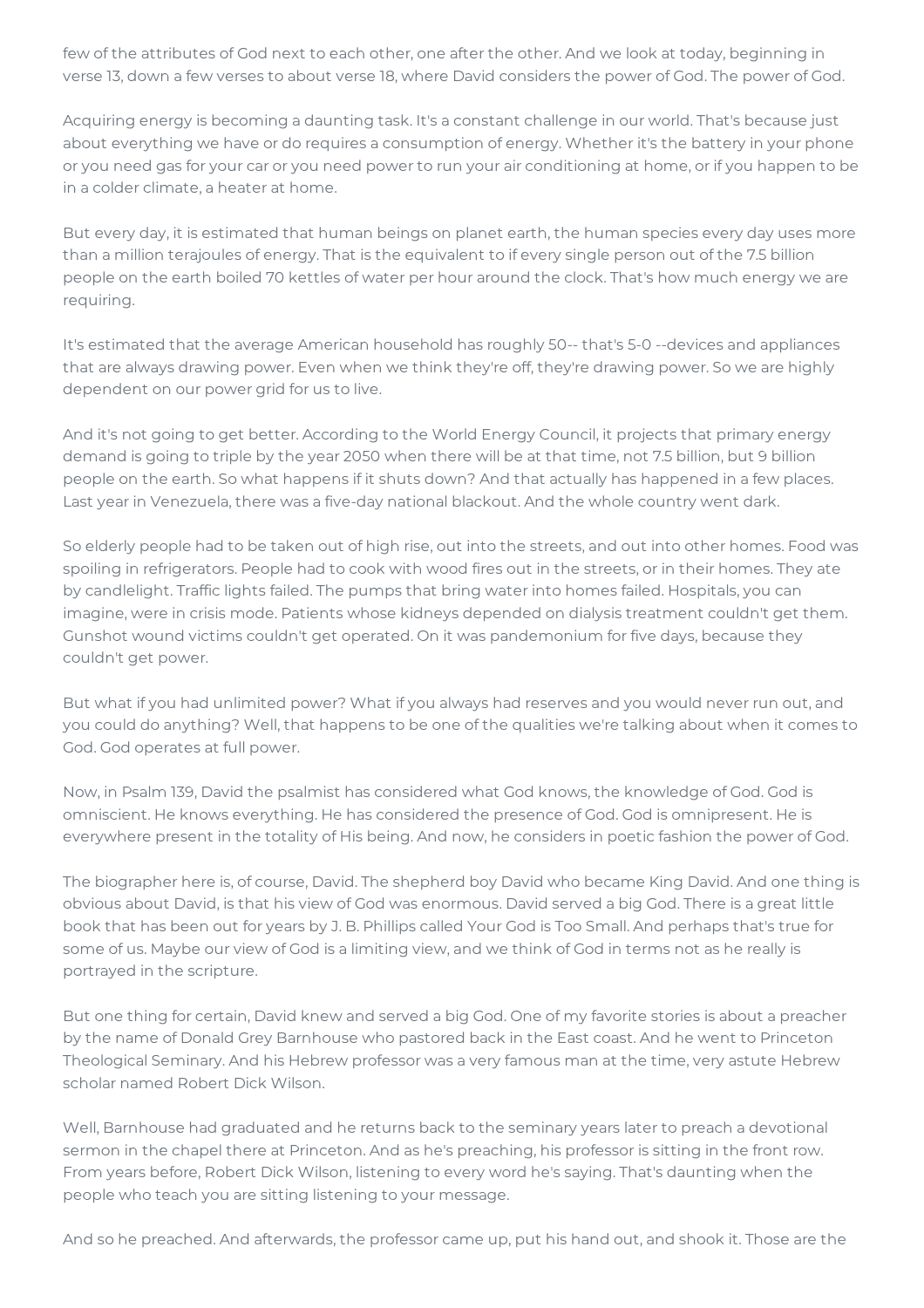few of the attributes of God next to each other, one after the other. And we look at today, beginning in verse 13, down a few verses to about verse 18, where David considers the power of God. The power of God.

Acquiring energy is becoming a daunting task. It's a constant challenge in our world. That's because just about everything we have or do requires a consumption of energy. Whether it's the battery in your phone or you need gas for your car or you need power to run your air conditioning at home, or if you happen to be in a colder climate, a heater at home.

But every day, it is estimated that human beings on planet earth, the human species every day uses more than a million terajoules of energy. That is the equivalent to if every single person out of the 7.5 billion people on the earth boiled 70 kettles of water per hour around the clock. That's how much energy we are requiring.

It's estimated that the average American household has roughly 50-- that's 5-0 --devices and appliances that are always drawing power. Even when we think they're off, they're drawing power. So we are highly dependent on our power grid for us to live.

And it's not going to get better. According to the World Energy Council, it projects that primary energy demand is going to triple by the year 2050 when there will be at that time, not 7.5 billion, but 9 billion people on the earth. So what happens if it shuts down? And that actually has happened in a few places. Last year in Venezuela, there was a five-day national blackout. And the whole country went dark.

So elderly people had to be taken out of high rise, out into the streets, and out into other homes. Food was spoiling in refrigerators. People had to cook with wood fires out in the streets, or in their homes. They ate by candlelight. Traffic lights failed. The pumps that bring water into homes failed. Hospitals, you can imagine, were in crisis mode. Patients whose kidneys depended on dialysis treatment couldn't get them. Gunshot wound victims couldn't get operated. On it was pandemonium for five days, because they couldn't get power.

But what if you had unlimited power? What if you always had reserves and you would never run out, and you could do anything? Well, that happens to be one of the qualities we're talking about when it comes to God. God operates at full power.

Now, in Psalm 139, David the psalmist has considered what God knows, the knowledge of God. God is omniscient. He knows everything. He has considered the presence of God. God is omnipresent. He is everywhere present in the totality of His being. And now, he considers in poetic fashion the power of God.

The biographer here is, of course, David. The shepherd boy David who became King David. And one thing is obvious about David, is that his view of God was enormous. David served a big God. There is a great little book that has been out for years by J. B. Phillips called Your God is Too Small. And perhaps that's true for some of us. Maybe our view of God is a limiting view, and we think of God in terms not as he really is portrayed in the scripture.

But one thing for certain, David knew and served a big God. One of my favorite stories is about a preacher by the name of Donald Grey Barnhouse who pastored back in the East coast. And he went to Princeton Theological Seminary. And his Hebrew professor was a very famous man at the time, very astute Hebrew scholar named Robert Dick Wilson.

Well, Barnhouse had graduated and he returns back to the seminary years later to preach a devotional sermon in the chapel there at Princeton. And as he's preaching, his professor is sitting in the front row. From years before, Robert Dick Wilson, listening to every word he's saying. That's daunting when the people who teach you are sitting listening to your message.

And so he preached. And afterwards, the professor came up, put his hand out, and shook it. Those are the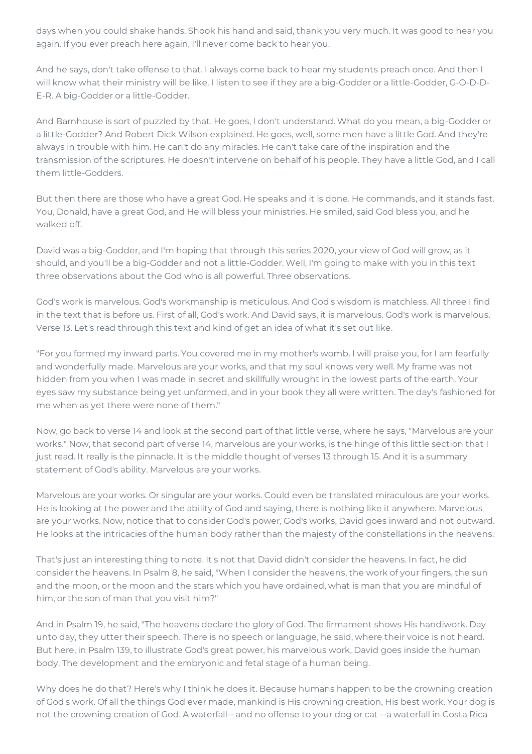days when you could shake hands. Shook his hand and said, thank you very much. It was good to hear you again. If you ever preach here again, I'll never come back to hear you.

And he says, don't take offense to that. I always come back to hear my students preach once. And then I will know what their ministry will be like. I listen to see if they are a big-Godder or a little-Godder, G-O-D-D-E-R. A big-Godder or a little-Godder.

And Barnhouse is sort of puzzled by that. He goes, I don't understand. What do you mean, a big-Godder or a little-Godder? And Robert Dick Wilson explained. He goes, well, some men have a little God. And they're always in trouble with him. He can't do any miracles. He can't take care of the inspiration and the transmission of the scriptures. He doesn't intervene on behalf of his people. They have a little God, and I call them little-Godders.

But then there are those who have a great God. He speaks and it is done. He commands, and it stands fast. You, Donald, have a great God, and He will bless your ministries. He smiled, said God bless you, and he walked off.

David was a big-Godder, and I'm hoping that through this series 2020, your view of God will grow, as it should, and you'll be a big-Godder and not a little-Godder. Well, I'm going to make with you in this text three observations about the God who is all powerful. Three observations.

God's work is marvelous. God's workmanship is meticulous. And God's wisdom is matchless. All three I find in the text that is before us. First of all, God's work. And David says, it is marvelous. God's work is marvelous. Verse 13. Let's read through this text and kind of get an idea of what it's set out like.

"For you formed my inward parts. You covered me in my mother's womb. I will praise you, for I am fearfully and wonderfully made. Marvelous are your works, and that my soul knows very well. My frame was not hidden from you when I was made in secret and skillfully wrought in the lowest parts of the earth. Your eyes saw my substance being yet unformed, and in your book they all were written. The day's fashioned for me when as yet there were none of them."

Now, go back to verse 14 and look at the second part of that little verse, where he says, "Marvelous are your works." Now, that second part of verse 14, marvelous are your works, is the hinge of this little section that I just read. It really is the pinnacle. It is the middle thought of verses 13 through 15. And it is a summary statement of God's ability. Marvelous are your works.

Marvelous are your works. Or singular are your works. Could even be translated miraculous are your works. He is looking at the power and the ability of God and saying, there is nothing like it anywhere. Marvelous are your works. Now, notice that to consider God's power, God's works, David goes inward and not outward. He looks at the intricacies of the human body rather than the majesty of the constellations in the heavens.

That's just an interesting thing to note. It's not that David didn't consider the heavens. In fact, he did consider the heavens. In Psalm 8, he said, "When I consider the heavens, the work of your fingers, the sun and the moon, or the moon and the stars which you have ordained, what is man that you are mindful of him, or the son of man that you visit him?"

And in Psalm 19, he said, "The heavens declare the glory of God. The firmament shows His handiwork. Day unto day, they utter their speech. There is no speech or language, he said, where their voice is not heard. But here, in Psalm 139, to illustrate God's great power, his marvelous work, David goes inside the human body. The development and the embryonic and fetal stage of a human being.

Why does he do that? Here's why I think he does it. Because humans happen to be the crowning creation of God's work. Of all the things God ever made, mankind is His crowning creation, His best work. Your dog is not the crowning creation of God. A waterfall-- and no offense to your dog or cat --a waterfall in Costa Rica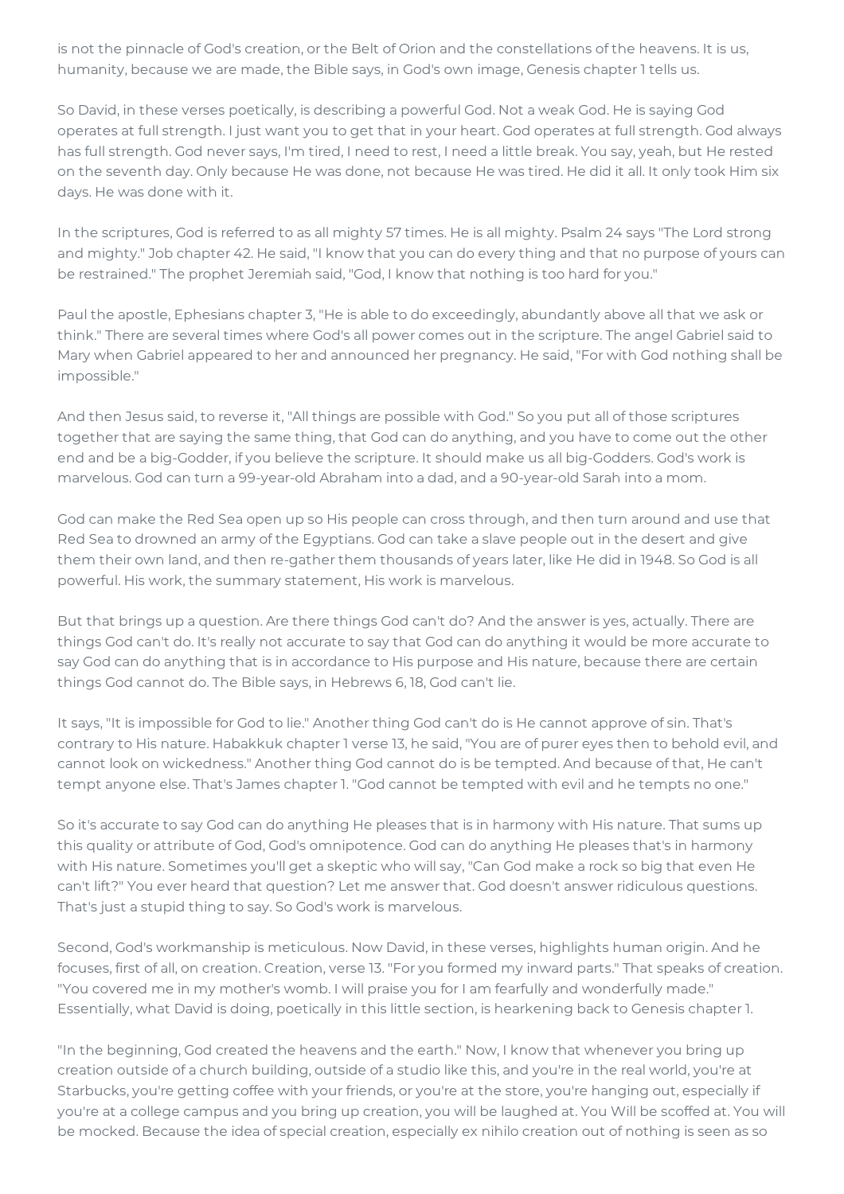is not the pinnacle of God's creation, or the Belt of Orion and the constellations of the heavens. It is us, humanity, because we are made, the Bible says, in God's own image, Genesis chapter 1 tells us.

So David, in these verses poetically, is describing a powerful God. Not a weak God. He is saying God operates at full strength. I just want you to get that in your heart. God operates at full strength. God always has full strength. God never says, I'm tired, I need to rest, I need a little break. You say, yeah, but He rested on the seventh day. Only because He was done, not because He was tired. He did it all. It only took Him six days. He was done with it.

In the scriptures, God is referred to as all mighty 57 times. He is all mighty. Psalm 24 says "The Lord strong and mighty." Job chapter 42. He said, "I know that you can do every thing and that no purpose of yours can be restrained." The prophet Jeremiah said, "God, I know that nothing is too hard for you."

Paul the apostle, Ephesians chapter 3, "He is able to do exceedingly, abundantly above all that we ask or think." There are several times where God's all power comes out in the scripture. The angel Gabriel said to Mary when Gabriel appeared to her and announced her pregnancy. He said, "For with God nothing shall be impossible."

And then Jesus said, to reverse it, "All things are possible with God." So you put all of those scriptures together that are saying the same thing, that God can do anything, and you have to come out the other end and be a big-Godder, if you believe the scripture. It should make us all big-Godders. God's work is marvelous. God can turn a 99-year-old Abraham into a dad, and a 90-year-old Sarah into a mom.

God can make the Red Sea open up so His people can cross through, and then turn around and use that Red Sea to drowned an army of the Egyptians. God can take a slave people out in the desert and give them their own land, and then re-gather them thousands of years later, like He did in 1948. So God is all powerful. His work, the summary statement, His work is marvelous.

But that brings up a question. Are there things God can't do? And the answer is yes, actually. There are things God can't do. It's really not accurate to say that God can do anything it would be more accurate to say God can do anything that is in accordance to His purpose and His nature, because there are certain things God cannot do. The Bible says, in Hebrews 6, 18, God can't lie.

It says, "It is impossible for God to lie." Another thing God can't do is He cannot approve of sin. That's contrary to His nature. Habakkuk chapter 1 verse 13, he said, "You are of purer eyes then to behold evil, and cannot look on wickedness." Another thing God cannot do is be tempted. And because of that, He can't tempt anyone else. That's James chapter 1. "God cannot be tempted with evil and he tempts no one."

So it's accurate to say God can do anything He pleases that is in harmony with His nature. That sums up this quality or attribute of God, God's omnipotence. God can do anything He pleases that's in harmony with His nature. Sometimes you'll get a skeptic who will say, "Can God make a rock so big that even He can't lift?" You ever heard that question? Let me answer that. God doesn't answer ridiculous questions. That's just a stupid thing to say. So God's work is marvelous.

Second, God's workmanship is meticulous. Now David, in these verses, highlights human origin. And he focuses, first of all, on creation. Creation, verse 13. "For you formed my inward parts." That speaks of creation. "You covered me in my mother's womb. I will praise you for I am fearfully and wonderfully made." Essentially, what David is doing, poetically in this little section, is hearkening back to Genesis chapter 1.

"In the beginning, God created the heavens and the earth." Now, I know that whenever you bring up creation outside of a church building, outside of a studio like this, and you're in the real world, you're at Starbucks, you're getting coffee with your friends, or you're at the store, you're hanging out, especially if you're at a college campus and you bring up creation, you will be laughed at. You Will be scoffed at. You will be mocked. Because the idea of special creation, especially ex nihilo creation out of nothing is seen as so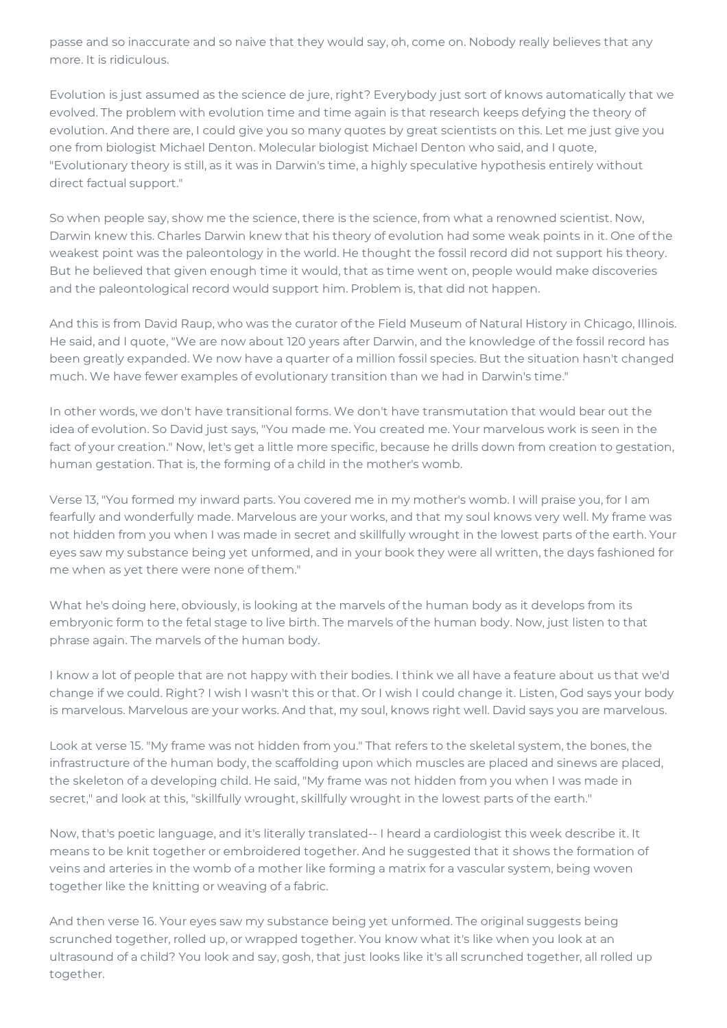passe and so inaccurate and so naive that they would say, oh, come on. Nobody really believes that any more. It is ridiculous.

Evolution is just assumed as the science de jure, right? Everybody just sort of knows automatically that we evolved. The problem with evolution time and time again is that research keeps defying the theory of evolution. And there are, I could give you so many quotes by great scientists on this. Let me just give you one from biologist Michael Denton. Molecular biologist Michael Denton who said, and I quote, "Evolutionary theory is still, as it was in Darwin's time, a highly speculative hypothesis entirely without direct factual support."

So when people say, show me the science, there is the science, from what a renowned scientist. Now, Darwin knew this. Charles Darwin knew that his theory of evolution had some weak points in it. One of the weakest point was the paleontology in the world. He thought the fossil record did not support his theory. But he believed that given enough time it would, that as time went on, people would make discoveries and the paleontological record would support him. Problem is, that did not happen.

And this is from David Raup, who was the curator of the Field Museum of Natural History in Chicago, Illinois. He said, and I quote, "We are now about 120 years after Darwin, and the knowledge of the fossil record has been greatly expanded. We now have a quarter of a million fossil species. But the situation hasn't changed much. We have fewer examples of evolutionary transition than we had in Darwin's time."

In other words, we don't have transitional forms. We don't have transmutation that would bear out the idea of evolution. So David just says, "You made me. You created me. Your marvelous work is seen in the fact of your creation." Now, let's get a little more specific, because he drills down from creation to gestation, human gestation. That is, the forming of a child in the mother's womb.

Verse 13, "You formed my inward parts. You covered me in my mother's womb. I will praise you, for I am fearfully and wonderfully made. Marvelous are your works, and that my soul knows very well. My frame was not hidden from you when I was made in secret and skillfully wrought in the lowest parts of the earth. Your eyes saw my substance being yet unformed, and in your book they were all written, the days fashioned for me when as yet there were none of them."

What he's doing here, obviously, is looking at the marvels of the human body as it develops from its embryonic form to the fetal stage to live birth. The marvels of the human body. Now, just listen to that phrase again. The marvels of the human body.

I know a lot of people that are not happy with their bodies. I think we all have a feature about us that we'd change if we could. Right? I wish I wasn't this or that. Or I wish I could change it. Listen, God says your body is marvelous. Marvelous are your works. And that, my soul, knows right well. David says you are marvelous.

Look at verse 15. "My frame was not hidden from you." That refers to the skeletal system, the bones, the infrastructure of the human body, the scaffolding upon which muscles are placed and sinews are placed, the skeleton of a developing child. He said, "My frame was not hidden from you when I was made in secret," and look at this, "skillfully wrought, skillfully wrought in the lowest parts of the earth."

Now, that's poetic language, and it's literally translated-- I heard a cardiologist this week describe it. It means to be knit together or embroidered together. And he suggested that it shows the formation of veins and arteries in the womb of a mother like forming a matrix for a vascular system, being woven together like the knitting or weaving of a fabric.

And then verse 16. Your eyes saw my substance being yet unformed. The original suggests being scrunched together, rolled up, or wrapped together. You know what it's like when you look at an ultrasound of a child? You look and say, gosh, that just looks like it's all scrunched together, all rolled up together.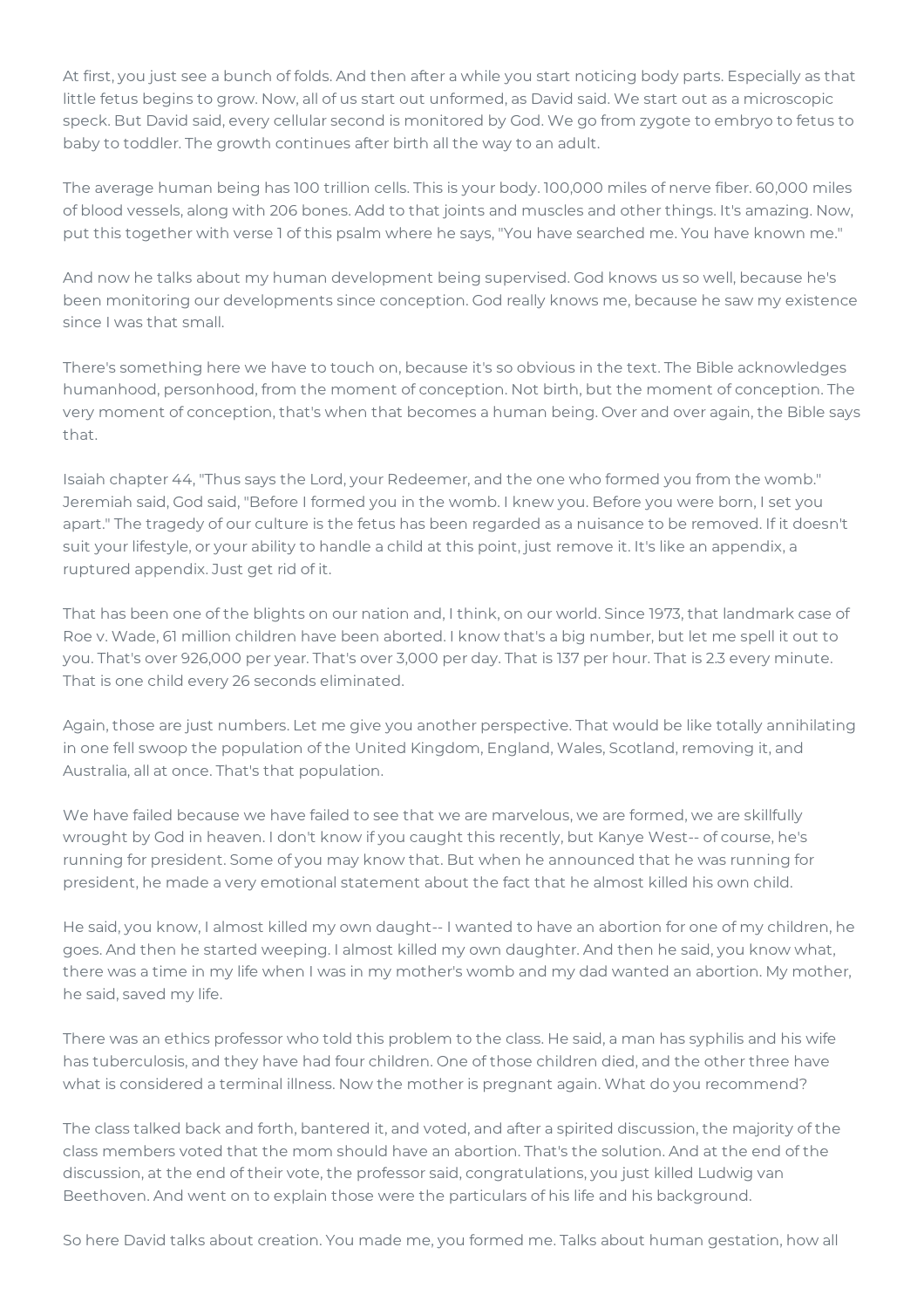At first, you just see a bunch of folds. And then after a while you start noticing body parts. Especially as that little fetus begins to grow. Now, all of us start out unformed, as David said. We start out as a microscopic speck. But David said, every cellular second is monitored by God. We go from zygote to embryo to fetus to baby to toddler. The growth continues after birth all the way to an adult.

The average human being has 100 trillion cells. This is your body. 100,000 miles of nerve fiber. 60,000 miles of blood vessels, along with 206 bones. Add to that joints and muscles and other things. It's amazing. Now, put this together with verse 1 of this psalm where he says, "You have searched me. You have known me."

And now he talks about my human development being supervised. God knows us so well, because he's been monitoring our developments since conception. God really knows me, because he saw my existence since I was that small.

There's something here we have to touch on, because it's so obvious in the text. The Bible acknowledges humanhood, personhood, from the moment of conception. Not birth, but the moment of conception. The very moment of conception, that's when that becomes a human being. Over and over again, the Bible says that.

Isaiah chapter 44, "Thus says the Lord, your Redeemer, and the one who formed you from the womb." Jeremiah said, God said, "Before I formed you in the womb. I knew you. Before you were born, I set you apart." The tragedy of our culture is the fetus has been regarded as a nuisance to be removed. If it doesn't suit your lifestyle, or your ability to handle a child at this point, just remove it. It's like an appendix, a ruptured appendix. Just get rid of it.

That has been one of the blights on our nation and, I think, on our world. Since 1973, that landmark case of Roe v. Wade, 61 million children have been aborted. I know that's a big number, but let me spell it out to you. That's over 926,000 per year. That's over 3,000 per day. That is 137 per hour. That is 2.3 every minute. That is one child every 26 seconds eliminated.

Again, those are just numbers. Let me give you another perspective. That would be like totally annihilating in one fell swoop the population of the United Kingdom, England, Wales, Scotland, removing it, and Australia, all at once. That's that population.

We have failed because we have failed to see that we are marvelous, we are formed, we are skillfully wrought by God in heaven. I don't know if you caught this recently, but Kanye West-- of course, he's running for president. Some of you may know that. But when he announced that he was running for president, he made a very emotional statement about the fact that he almost killed his own child.

He said, you know, I almost killed my own daught-- I wanted to have an abortion for one of my children, he goes. And then he started weeping. I almost killed my own daughter. And then he said, you know what, there was a time in my life when I was in my mother's womb and my dad wanted an abortion. My mother, he said, saved my life.

There was an ethics professor who told this problem to the class. He said, a man has syphilis and his wife has tuberculosis, and they have had four children. One of those children died, and the other three have what is considered a terminal illness. Now the mother is pregnant again. What do you recommend?

The class talked back and forth, bantered it, and voted, and after a spirited discussion, the majority of the class members voted that the mom should have an abortion. That's the solution. And at the end of the discussion, at the end of their vote, the professor said, congratulations, you just killed Ludwig van Beethoven. And went on to explain those were the particulars of his life and his background.

So here David talks about creation. You made me, you formed me. Talks about human gestation, how all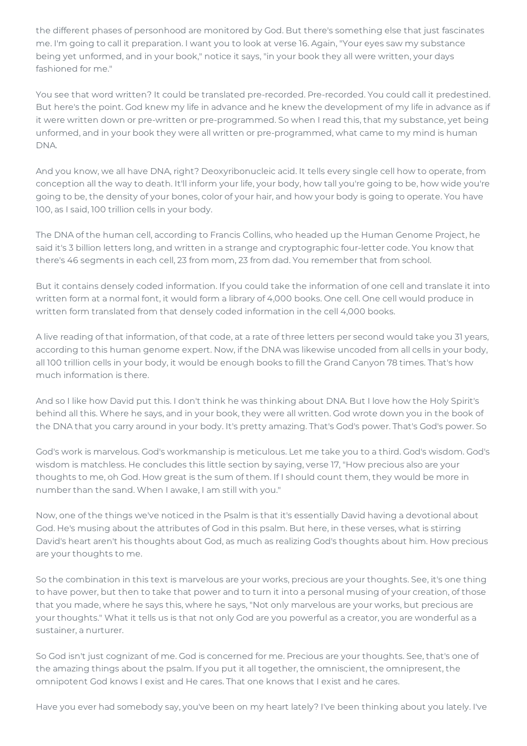the different phases of personhood are monitored by God. But there's something else that just fascinates me. I'm going to call it preparation. I want you to look at verse 16. Again, "Your eyes saw my substance being yet unformed, and in your book," notice it says, "in your book they all were written, your days fashioned for me."

You see that word written? It could be translated pre-recorded. Pre-recorded. You could call it predestined. But here's the point. God knew my life in advance and he knew the development of my life in advance as if it were written down or pre-written or pre-programmed. So when I read this, that my substance, yet being unformed, and in your book they were all written or pre-programmed, what came to my mind is human DNA.

And you know, we all have DNA, right? Deoxyribonucleic acid. It tells every single cell how to operate, from conception all the way to death. It'll inform your life, your body, how tall you're going to be, how wide you're going to be, the density of your bones, color of your hair, and how your body is going to operate. You have 100, as I said, 100 trillion cells in your body.

The DNA of the human cell, according to Francis Collins, who headed up the Human Genome Project, he said it's 3 billion letters long, and written in a strange and cryptographic four-letter code. You know that there's 46 segments in each cell, 23 from mom, 23 from dad. You remember that from school.

But it contains densely coded information. If you could take the information of one cell and translate it into written form at a normal font, it would form a library of 4,000 books. One cell. One cell would produce in written form translated from that densely coded information in the cell 4,000 books.

A live reading of that information, of that code, at a rate of three letters per second would take you 31 years, according to this human genome expert. Now, if the DNA was likewise uncoded from all cells in your body, all 100 trillion cells in your body, it would be enough books to fill the Grand Canyon 78 times. That's how much information is there.

And so I like how David put this. I don't think he was thinking about DNA. But I love how the Holy Spirit's behind all this. Where he says, and in your book, they were all written. God wrote down you in the book of the DNA that you carry around in your body. It's pretty amazing. That's God's power. That's God's power. So

God's work is marvelous. God's workmanship is meticulous. Let me take you to a third. God's wisdom. God's wisdom is matchless. He concludes this little section by saying, verse 17, "How precious also are your thoughts to me, oh God. How great is the sum of them. If I should count them, they would be more in number than the sand. When I awake, I am still with you."

Now, one of the things we've noticed in the Psalm is that it's essentially David having a devotional about God. He's musing about the attributes of God in this psalm. But here, in these verses, what is stirring David's heart aren't his thoughts about God, as much as realizing God's thoughts about him. How precious are your thoughts to me.

So the combination in this text is marvelous are your works, precious are your thoughts. See, it's one thing to have power, but then to take that power and to turn it into a personal musing of your creation, of those that you made, where he says this, where he says, "Not only marvelous are your works, but precious are your thoughts." What it tells us is that not only God are you powerful as a creator, you are wonderful as a sustainer, a nurturer.

So God isn't just cognizant of me. God is concerned for me. Precious are your thoughts. See, that's one of the amazing things about the psalm. If you put it all together, the omniscient, the omnipresent, the omnipotent God knows I exist and He cares. That one knows that I exist and he cares.

Have you ever had somebody say, you've been on my heart lately? I've been thinking about you lately. I've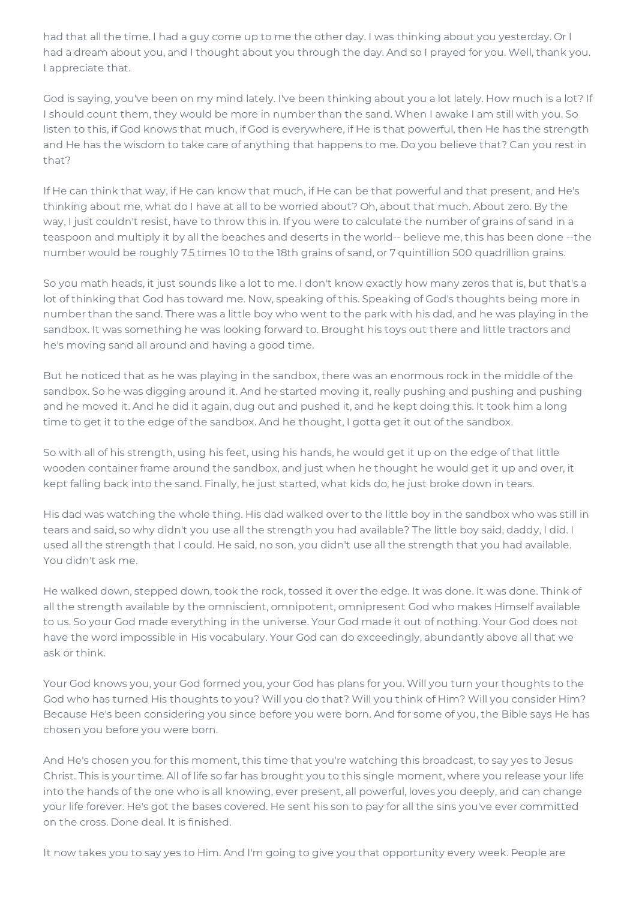had that all the time. I had a guy come up to me the other day. I was thinking about you yesterday. Or I had a dream about you, and I thought about you through the day. And so I prayed for you. Well, thank you. I appreciate that.

God is saying, you've been on my mind lately. I've been thinking about you a lot lately. How much is a lot? If I should count them, they would be more in number than the sand. When I awake I am still with you. So listen to this, if God knows that much, if God is everywhere, if He is that powerful, then He has the strength and He has the wisdom to take care of anything that happens to me. Do you believe that? Can you rest in that?

If He can think that way, if He can know that much, if He can be that powerful and that present, and He's thinking about me, what do I have at all to be worried about? Oh, about that much. About zero. By the way, I just couldn't resist, have to throw this in. If you were to calculate the number of grains of sand in a teaspoon and multiply it by all the beaches and deserts in the world-- believe me, this has been done --the number would be roughly 7.5 times 10 to the 18th grains of sand, or 7 quintillion 500 quadrillion grains.

So you math heads, it just sounds like a lot to me. I don't know exactly how many zeros that is, but that's a lot of thinking that God has toward me. Now, speaking of this. Speaking of God's thoughts being more in number than the sand. There was a little boy who went to the park with his dad, and he was playing in the sandbox. It was something he was looking forward to. Brought his toys out there and little tractors and he's moving sand all around and having a good time.

But he noticed that as he was playing in the sandbox, there was an enormous rock in the middle of the sandbox. So he was digging around it. And he started moving it, really pushing and pushing and pushing and he moved it. And he did it again, dug out and pushed it, and he kept doing this. It took him a long time to get it to the edge of the sandbox. And he thought, I gotta get it out of the sandbox.

So with all of his strength, using his feet, using his hands, he would get it up on the edge of that little wooden container frame around the sandbox, and just when he thought he would get it up and over, it kept falling back into the sand. Finally, he just started, what kids do, he just broke down in tears.

His dad was watching the whole thing. His dad walked over to the little boy in the sandbox who was still in tears and said, so why didn't you use all the strength you had available? The little boy said, daddy, I did. I used all the strength that I could. He said, no son, you didn't use all the strength that you had available. You didn't ask me.

He walked down, stepped down, took the rock, tossed it over the edge. It was done. It was done. Think of all the strength available by the omniscient, omnipotent, omnipresent God who makes Himself available to us. So your God made everything in the universe. Your God made it out of nothing. Your God does not have the word impossible in His vocabulary. Your God can do exceedingly, abundantly above all that we ask or think.

Your God knows you, your God formed you, your God has plans for you. Will you turn your thoughts to the God who has turned His thoughts to you? Will you do that? Will you think of Him? Will you consider Him? Because He's been considering you since before you were born. And for some of you, the Bible says He has chosen you before you were born.

And He's chosen you for this moment, this time that you're watching this broadcast, to say yes to Jesus Christ. This is your time. All of life so far has brought you to this single moment, where you release your life into the hands of the one who is all knowing, ever present, all powerful, loves you deeply, and can change your life forever. He's got the bases covered. He sent his son to pay for all the sins you've ever committed on the cross. Done deal. It is finished.

It now takes you to say yes to Him. And I'm going to give you that opportunity every week. People are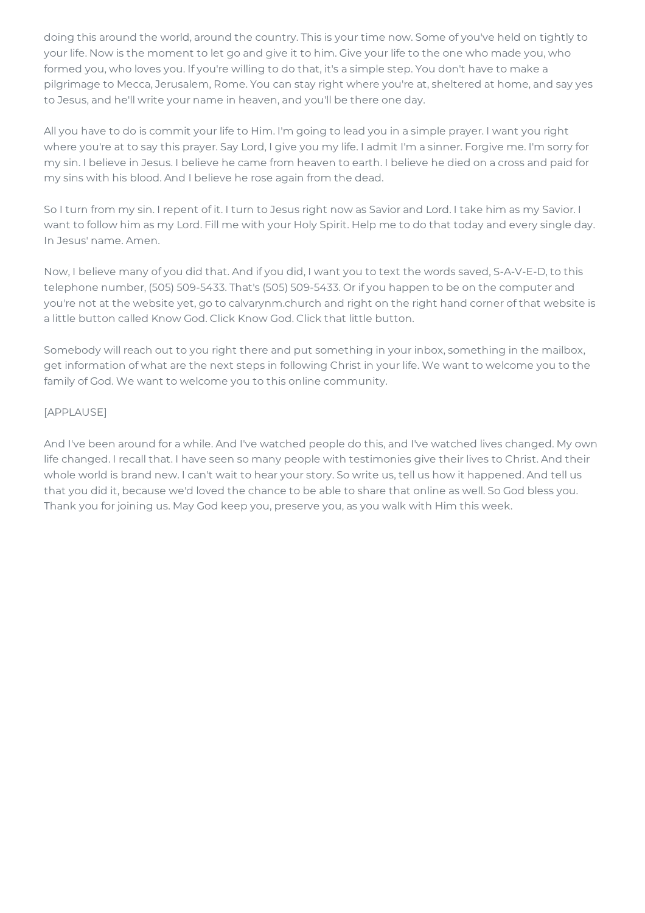doing this around the world, around the country. This is your time now. Some of you've held on tightly to your life. Now is the moment to let go and give it to him. Give your life to the one who made you, who formed you, who loves you. If you're willing to do that, it's a simple step. You don't have to make a pilgrimage to Mecca, Jerusalem, Rome. You can stay right where you're at, sheltered at home, and say yes to Jesus, and he'll write your name in heaven, and you'll be there one day.

All you have to do is commit your life to Him. I'm going to lead you in a simple prayer. I want you right where you're at to say this prayer. Say Lord, I give you my life. I admit I'm a sinner. Forgive me. I'm sorry for my sin. I believe in Jesus. I believe he came from heaven to earth. I believe he died on a cross and paid for my sins with his blood. And I believe he rose again from the dead.

So I turn from my sin. I repent of it. I turn to Jesus right now as Savior and Lord. I take him as my Savior. I want to follow him as my Lord. Fill me with your Holy Spirit. Help me to do that today and every single day. In Jesus' name. Amen.

Now, I believe many of you did that. And if you did, I want you to text the words saved, S-A-V-E-D, to this telephone number, (505) 509-5433. That's (505) 509-5433. Or if you happen to be on the computer and you're not at the website yet, go to calvarynm.church and right on the right hand corner of that website is a little button called Know God. Click Know God. Click that little button.

Somebody will reach out to you right there and put something in your inbox, something in the mailbox, get information of what are the next steps in following Christ in your life. We want to welcome you to the family of God. We want to welcome you to this online community.

[APPLAUSE]

And I've been around for a while. And I've watched people do this, and I've watched lives changed. My own life changed. I recall that. I have seen so many people with testimonies give their lives to Christ. And their whole world is brand new. I can't wait to hear your story. So write us, tell us how it happened. And tell us that you did it, because we'd loved the chance to be able to share that online as well. So God bless you. Thank you for joining us. May God keep you, preserve you, as you walk with Him this week.